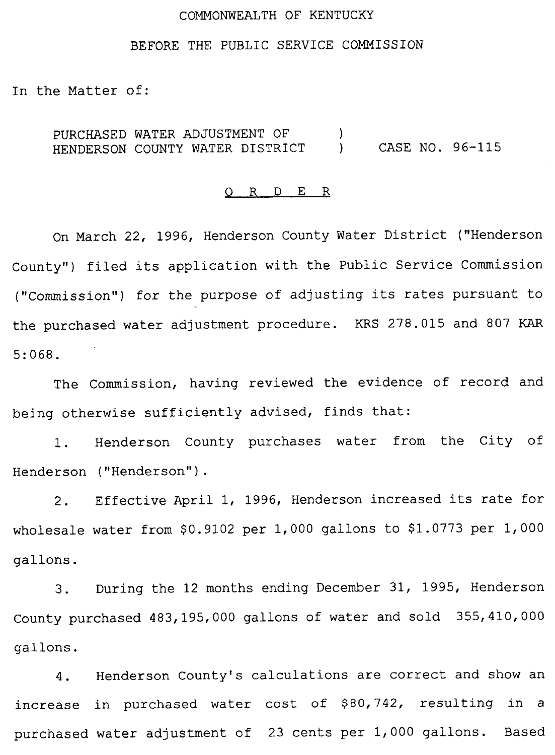COMMONWEALTH OF KENTUCKY

BEFORE THE PUBLIC SERVICE COMMISSION

In the Matter of:

| | | |
|---|---|---|
| PURCHASED WATER ADJUSTMENT OF HENDERSON COUNTY WATER DISTRICT | ) ) | CASE NO. 96-115 |

<u>O R D E R</u>

On March 22, 1996, Henderson County Water District ("Henderson County") filed its application with the Public Service Commission ("Commission") for the purpose of adjusting its rates pursuant to the purchased water adjustment procedure. KRS 278.015 and 807 KAR 5:068.

The Commission, having reviewed the evidence of record and being otherwise sufficiently advised, finds that:

1. Henderson County purchases water from the City of Henderson ("Henderson").

2. Effective April 1, 1996, Henderson increased its rate for wholesale water from $0.9102 per 1,000 gallons to $1.0773 per 1,000 gallons.

3. During the 12 months ending December 31, 1995, Henderson County purchased 483,195,000 gallons of water and sold 355,410,000 gallons.

4. Henderson County's calculations are correct and show an increase in purchased water cost of $80,742, resulting in a purchased water adjustment of 23 cents per 1,000 gallons. Based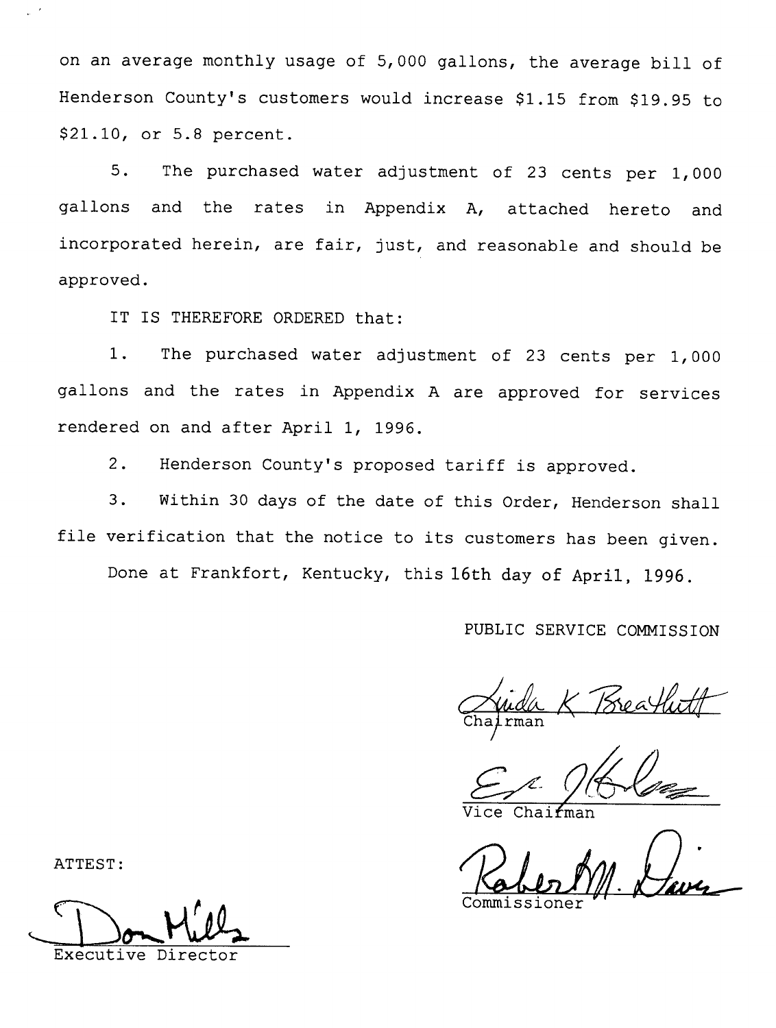on an average monthly usage of 5,000 gallons, the average bill of Henderson County's customers would increase $1.15 from $19.95 to $21.10, or 5.8 percent.

5. The purchased water adjustment of 23 cents per 1,000 gallons and the rates in Appendix A, attached hereto and incorporated herein, are fair, just, and reasonable and should be approved.

IT IS THEREFORE ORDERED that:

1. The purchased water adjustment of 23 cents per 1,000 gallons and the rates in Appendix A are approved for services rendered on and after April 1, 1996.

2. Henderson County's proposed tariff is approved.

3. Within 30 days of the date of this Order, Henderson shall file verification that the notice to its customers has been given.

Done at Frankfort, Kentucky, this 16th day of April, 1996.

PUBLIC SERVICE COMMISSION

Linda K Breathitt
Chairman

Vice Chairman

Robert M. Davis
Commissioner

ATTEST:

Don Mills
Executive Director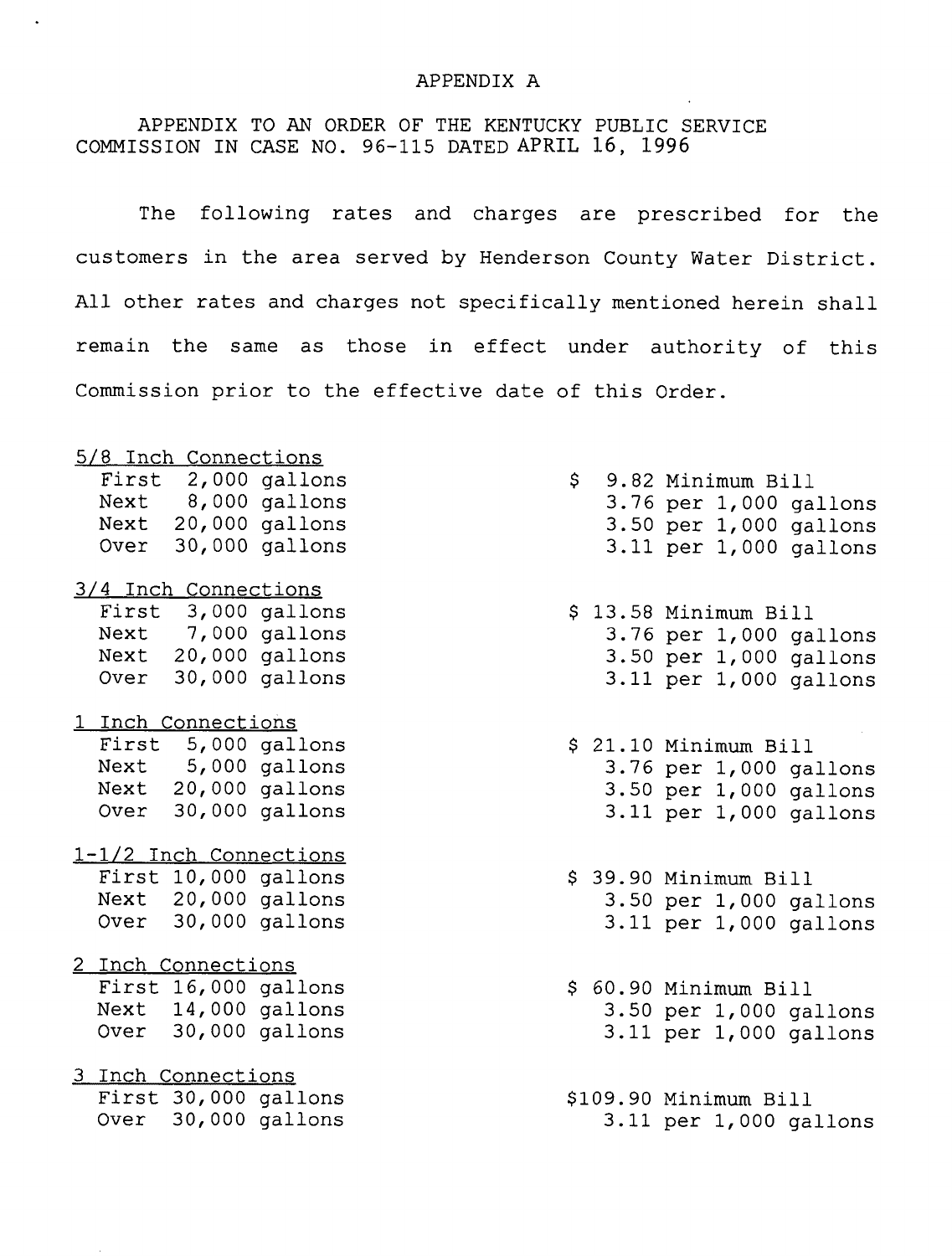# APPENDIX A

APPENDIX TO AN ORDER OF THE KENTUCKY PUBLIC SERVICE COMMISSION IN CASE NO. 96-115 DATED APRIL 16, 1996

The following rates and charges are prescribed for the customers in the area served by Henderson County Water District. All other rates and charges not specifically mentioned herein shall remain the same as those in effect under authority of this Commission prior to the effective date of this Order.

5/8 Inch Connections

| | |
|---|---|
| First 2,000 gallons | $ 9.82 Minimum Bill |
| Next 8,000 gallons | 3.76 per 1,000 gallons |
| Next 20,000 gallons | 3.50 per 1,000 gallons |
| Over 30,000 gallons | 3.11 per 1,000 gallons |

3/4 Inch Connections

| | |
|---|---|
| First 3,000 gallons | $ 13.58 Minimum Bill |
| Next 7,000 gallons | 3.76 per 1,000 gallons |
| Next 20,000 gallons | 3.50 per 1,000 gallons |
| Over 30,000 gallons | 3.11 per 1,000 gallons |

1 Inch Connections

| | |
|---|---|
| First 5,000 gallons | $ 21.10 Minimum Bill |
| Next 5,000 gallons | 3.76 per 1,000 gallons |
| Next 20,000 gallons | 3.50 per 1,000 gallons |
| Over 30,000 gallons | 3.11 per 1,000 gallons |

1-1/2 Inch Connections

| | |
|---|---|
| First 10,000 gallons | $ 39.90 Minimum Bill |
| Next 20,000 gallons | 3.50 per 1,000 gallons |
| Over 30,000 gallons | 3.11 per 1,000 gallons |

2 Inch Connections

| | |
|---|---|
| First 16,000 gallons | $ 60.90 Minimum Bill |
| Next 14,000 gallons | 3.50 per 1,000 gallons |
| Over 30,000 gallons | 3.11 per 1,000 gallons |

3 Inch Connections

| | |
|---|---|
| First 30,000 gallons | $109.90 Minimum Bill |
| Over 30,000 gallons | 3.11 per 1,000 gallons |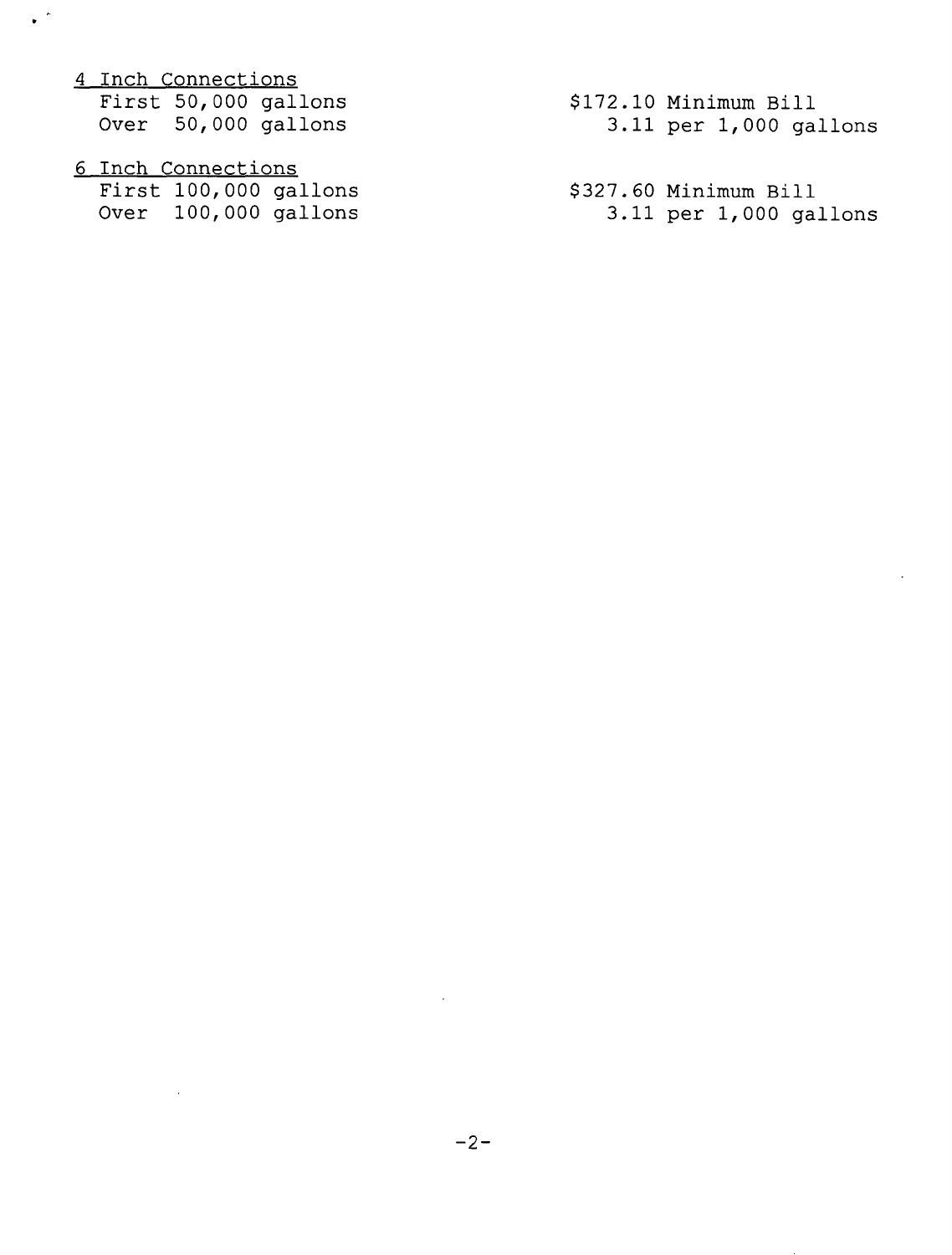<u>4 Inch Connections</u>

| | |
|---|---|
| First 50,000 gallons | $172.10 Minimum Bill |
| Over 50,000 gallons | 3.11 per 1,000 gallons |

<u>6 Inch Connections</u>

| | |
|---|---|
| First 100,000 gallons | $327.60 Minimum Bill |
| Over 100,000 gallons | 3.11 per 1,000 gallons |